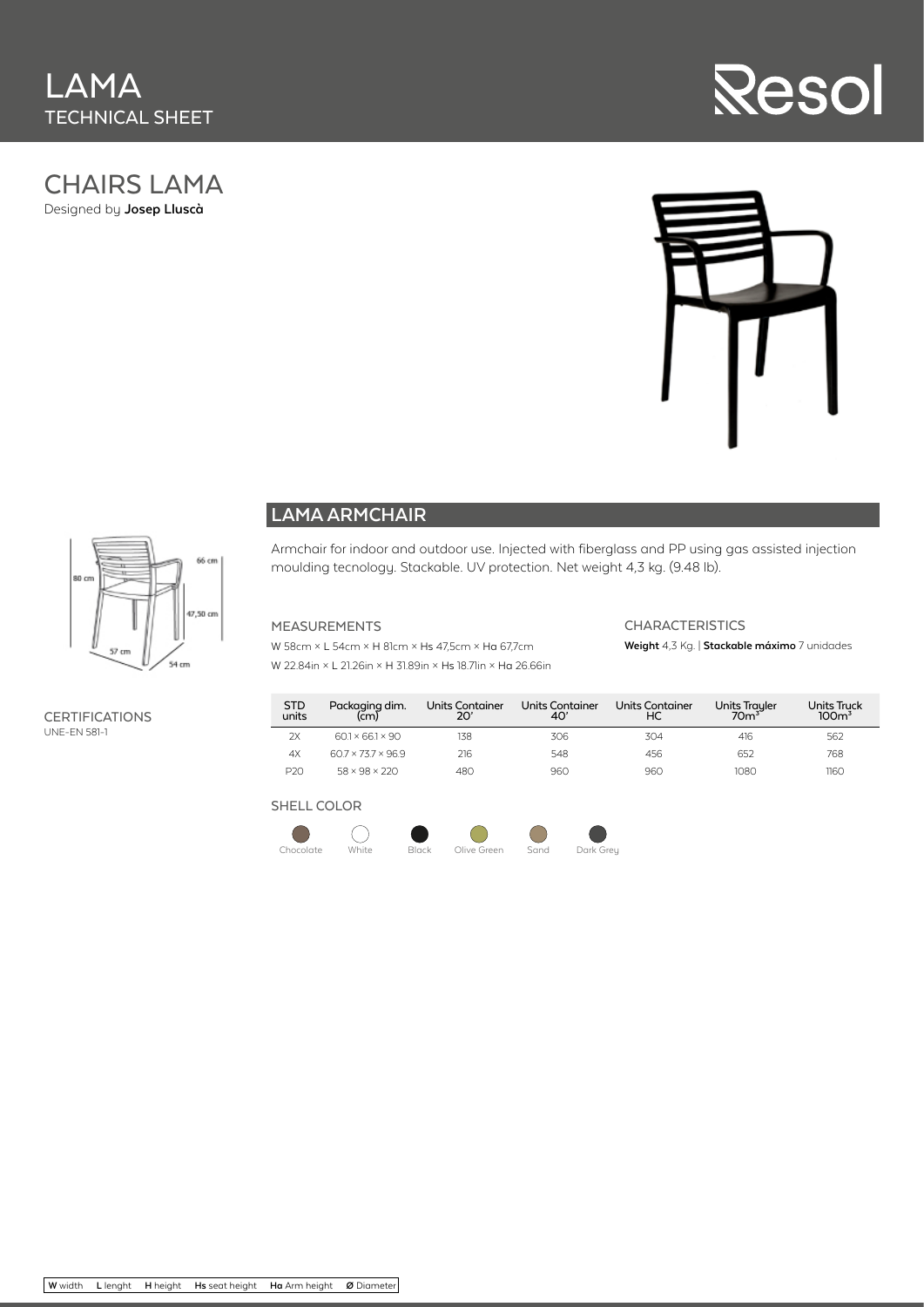# LAMA
TECHNICAL SHEET

Resol

## CHAIRS LAMA

Designed by **Josep Lluscà**

## LAMA ARMCHAIR

Armchair for indoor and outdoor use. Injected with fiberglass and PP using gas assisted injection moulding tecnology. Stackable. UV protection. Net weight 4,3 kg. (9.48 lb).

### MEASUREMENTS

W 58cm × L 54cm × H 81cm × Hs 47,5cm × Ha 67,7cm

W 22.84in × L 21.26in × H 31.89in × Hs 18.71in × Ha 26.66in

### CHARACTERISTICS

**Weight** 4,3 Kg. | **Stackable máximo** 7 unidades

### CERTIFICATIONS

UNE-EN 581-1

| STD units | Packaging dim. (cm) | Units Container 20' | Units Container 40' | Units Container HC | Units Trayler 70m³ | Units Truck 100m³ |
|---|---|---|---|---|---|---|
| 2X | 60.1 × 66.1 × 90 | 138 | 306 | 304 | 416 | 562 |
| 4X | 60.7 × 73.7 × 96.9 | 216 | 548 | 456 | 652 | 768 |
| P20 | 58 × 98 × 220 | 480 | 960 | 960 | 1080 | 1160 |

### SHELL COLOR

Chocolate, White, Black, Olive Green, Sand, Dark Grey

**W** width **L** lenght **H** height **Hs** seat height **Ha** Arm height **Ø** Diameter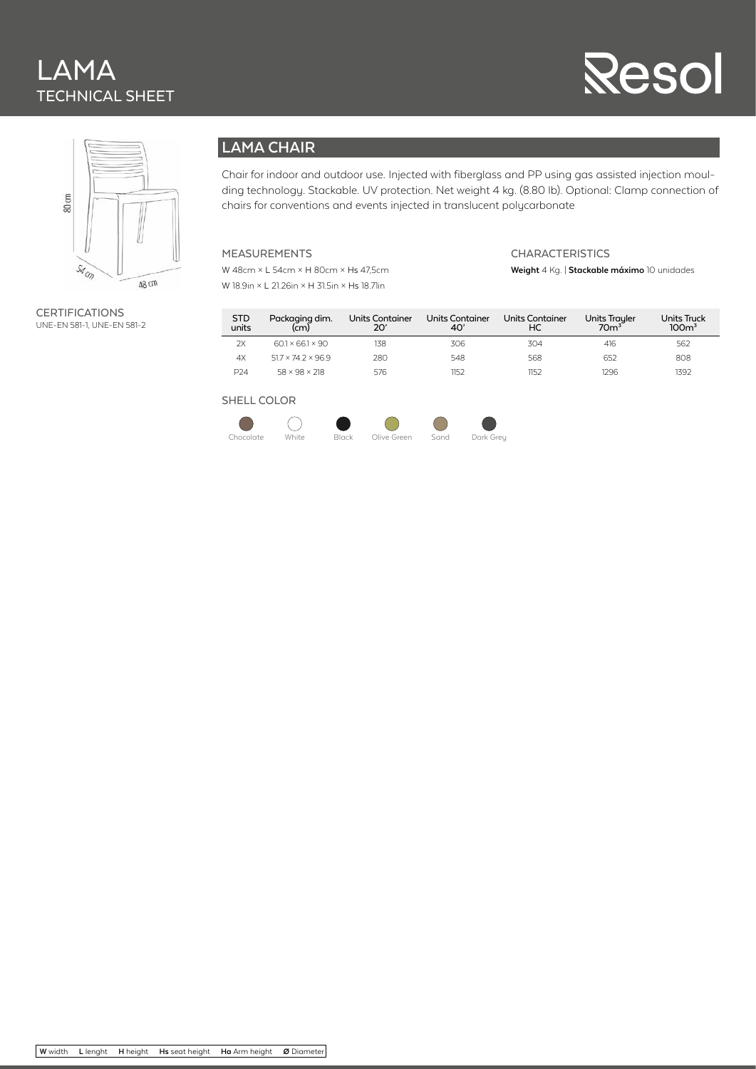# LAMA
TECHNICAL SHEET

Resol

80 cm

54 cm

48 cm

CERTIFICATIONS
UNE-EN 581-1, UNE-EN 581-2

## LAMA CHAIR

Chair for indoor and outdoor use. Injected with fiberglass and PP using gas assisted injection moulding technology. Stackable. UV protection. Net weight 4 kg. (8.80 lb). Optional: Clamp connection of chairs for conventions and events injected in translucent polycarbonate

MEASUREMENTS

W 48cm × L 54cm × H 80cm × Hs 47,5cm
W 18.9in × L 21.26in × H 31.5in × Hs 18.71in

CHARACTERISTICS

**Weight** 4 Kg. | **Stackable máximo** 10 unidades

| STD units | Packaging dim. (cm) | Units Container 20' | Units Container 40' | Units Container HC | Units Trayler 70m³ | Units Truck 100m³ |
|---|---|---|---|---|---|---|
| 2X | 60.1 × 66.1 × 90 | 138 | 306 | 304 | 416 | 562 |
| 4X | 51.7 × 74.2 × 96.9 | 280 | 548 | 568 | 652 | 808 |
| P24 | 58 × 98 × 218 | 576 | 1152 | 1152 | 1296 | 1392 |

SHELL COLOR

Chocolate White Black Olive Green Sand Dark Grey

**W** width **L** lenght **H** height **Hs** seat height **Ha** Arm height **Ø** Diameter